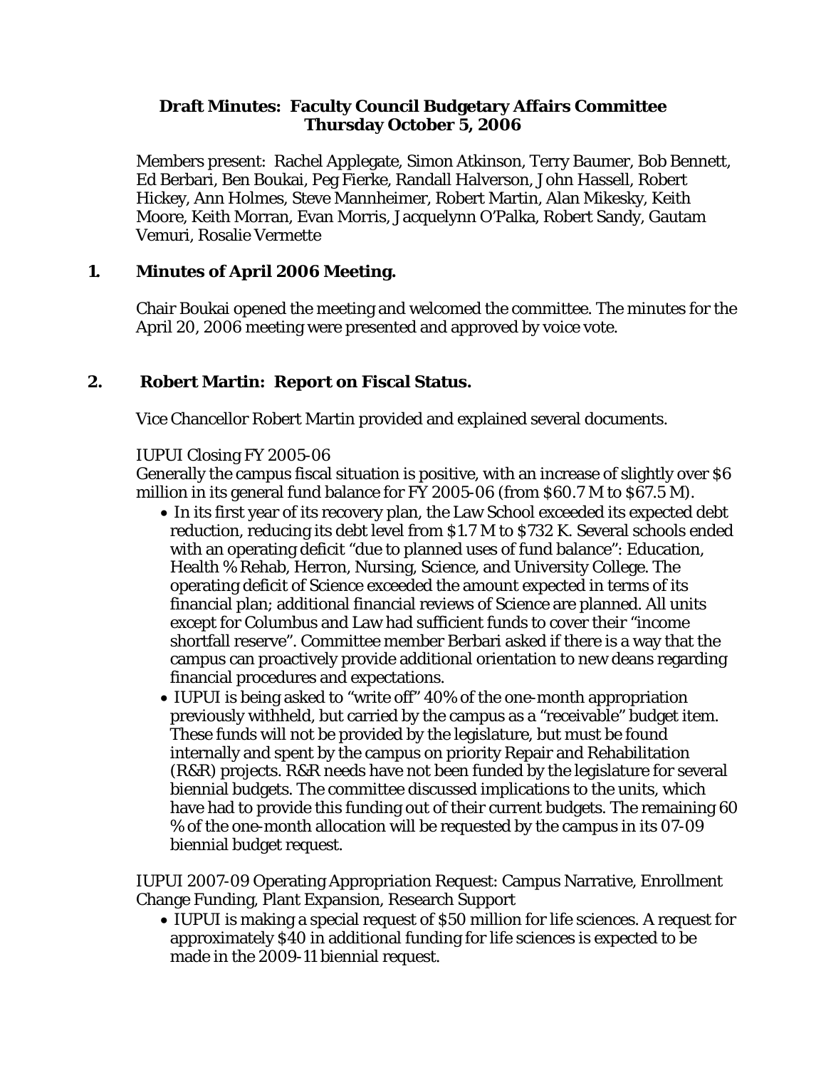# Draft Minutes: Faculty Council Budgetary Affairs Committee
## Thursday October 5, 2006

Members present: Rachel Applegate, Simon Atkinson, Terry Baumer, Bob Bennett, Ed Berbari, Ben Boukai, Peg Fierke, Randall Halverson, John Hassell, Robert Hickey, Ann Holmes, Steve Mannheimer, Robert Martin, Alan Mikesky, Keith Moore, Keith Morran, Evan Morris, Jacquelynn O'Palka, Robert Sandy, Gautam Vemuri, Rosalie Vermette

### 1. Minutes of April 2006 Meeting.

Chair Boukai opened the meeting and welcomed the committee. The minutes for the April 20, 2006 meeting were presented and approved by voice vote.

### 2. Robert Martin: Report on Fiscal Status.

Vice Chancellor Robert Martin provided and explained several documents.

IUPUI Closing FY 2005-06

Generally the campus fiscal situation is positive, with an increase of slightly over $6 million in its general fund balance for FY 2005-06 (from $60.7 M to $67.5 M).

- In its first year of its recovery plan, the Law School exceeded its expected debt reduction, reducing its debt level from $1.7 M to $732 K. Several schools ended with an operating deficit "due to planned uses of fund balance": Education, Health % Rehab, Herron, Nursing, Science, and University College. The operating deficit of Science exceeded the amount expected in terms of its financial plan; additional financial reviews of Science are planned. All units except for Columbus and Law had sufficient funds to cover their "income shortfall reserve". Committee member Berbari asked if there is a way that the campus can proactively provide additional orientation to new deans regarding financial procedures and expectations.
- IUPUI is being asked to "write off" 40% of the one-month appropriation previously withheld, but carried by the campus as a "receivable" budget item. These funds will not be provided by the legislature, but must be found internally and spent by the campus on priority Repair and Rehabilitation (R&R) projects. R&R needs have not been funded by the legislature for several biennial budgets. The committee discussed implications to the units, which have had to provide this funding out of their current budgets. The remaining 60 % of the one-month allocation will be requested by the campus in its 07-09 biennial budget request.

IUPUI 2007-09 Operating Appropriation Request: Campus Narrative, Enrollment Change Funding, Plant Expansion, Research Support

- IUPUI is making a special request of $50 million for life sciences. A request for approximately $40 in additional funding for life sciences is expected to be made in the 2009-11 biennial request.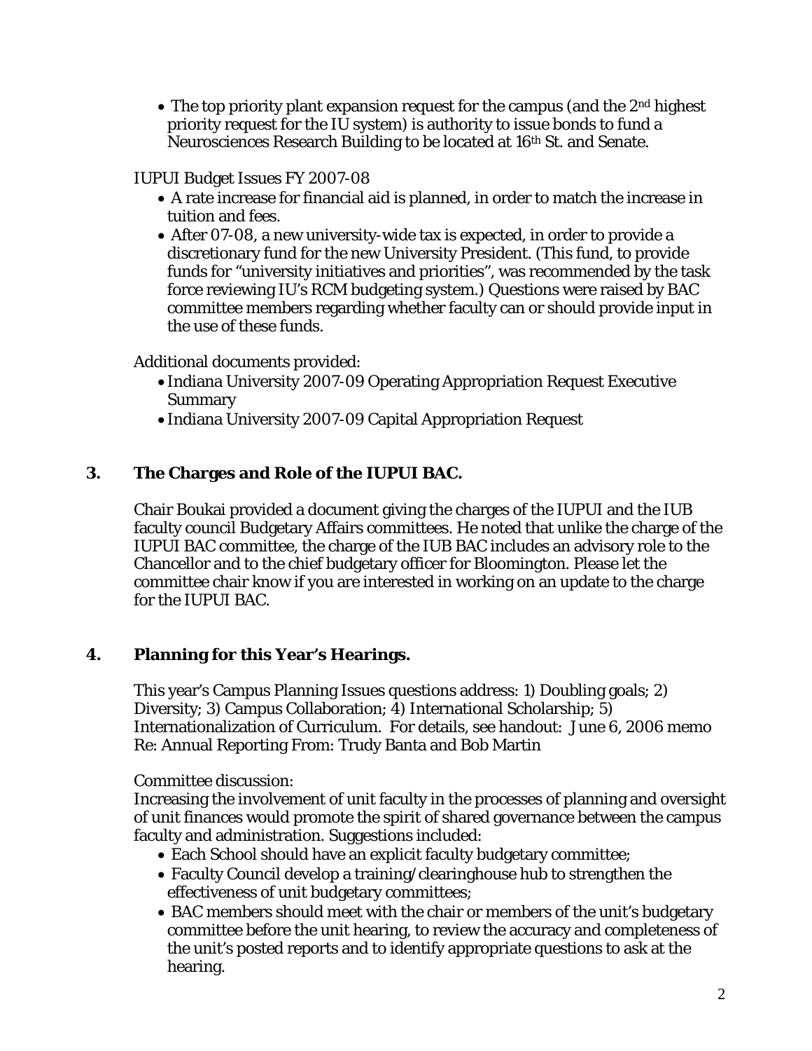- The top priority plant expansion request for the campus (and the 2nd highest priority request for the IU system) is authority to issue bonds to fund a Neurosciences Research Building to be located at 16th St. and Senate.

IUPUI Budget Issues FY 2007-08

- A rate increase for financial aid is planned, in order to match the increase in tuition and fees.
- After 07-08, a new university-wide tax is expected, in order to provide a discretionary fund for the new University President. (This fund, to provide funds for "university initiatives and priorities", was recommended by the task force reviewing IU's RCM budgeting system.) Questions were raised by BAC committee members regarding whether faculty can or should provide input in the use of these funds.

Additional documents provided:

- Indiana University 2007-09 Operating Appropriation Request Executive Summary
- Indiana University 2007-09 Capital Appropriation Request

## 3. The Charges and Role of the IUPUI BAC.

Chair Boukai provided a document giving the charges of the IUPUI and the IUB faculty council Budgetary Affairs committees. He noted that unlike the charge of the IUPUI BAC committee, the charge of the IUB BAC includes an advisory role to the Chancellor and to the chief budgetary officer for Bloomington. Please let the committee chair know if you are interested in working on an update to the charge for the IUPUI BAC.

## 4. Planning for this Year's Hearings.

This year's Campus Planning Issues questions address: 1) Doubling goals; 2) Diversity; 3) Campus Collaboration; 4) International Scholarship; 5) Internationalization of Curriculum. For details, see handout: June 6, 2006 memo Re: Annual Reporting From: Trudy Banta and Bob Martin

Committee discussion:
Increasing the involvement of unit faculty in the processes of planning and oversight of unit finances would promote the spirit of shared governance between the campus faculty and administration. Suggestions included:

- Each School should have an explicit faculty budgetary committee;
- Faculty Council develop a training/clearinghouse hub to strengthen the effectiveness of unit budgetary committees;
- BAC members should meet with the chair or members of the unit's budgetary committee before the unit hearing, to review the accuracy and completeness of the unit's posted reports and to identify appropriate questions to ask at the hearing.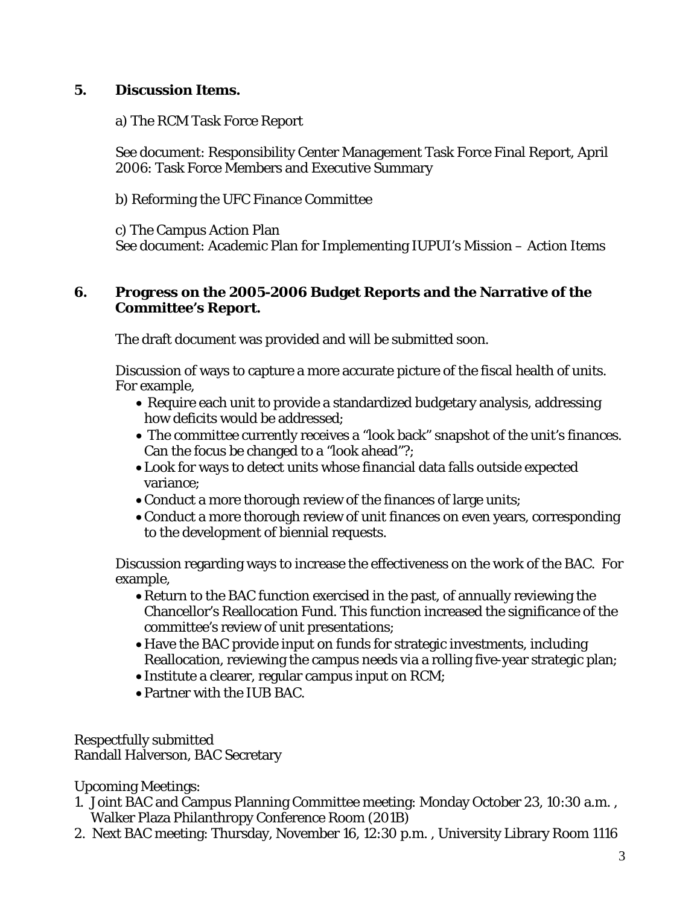**5. Discussion Items.**

a) The RCM Task Force Report

See document: Responsibility Center Management Task Force Final Report, April 2006: Task Force Members and Executive Summary

b) Reforming the UFC Finance Committee

c) The Campus Action Plan
See document: Academic Plan for Implementing IUPUI's Mission – Action Items

**6. Progress on the 2005-2006 Budget Reports and the Narrative of the Committee's Report.**

The draft document was provided and will be submitted soon.

Discussion of ways to capture a more accurate picture of the fiscal health of units. For example,

- Require each unit to provide a standardized budgetary analysis, addressing how deficits would be addressed;
- The committee currently receives a "look back" snapshot of the unit's finances. Can the focus be changed to a "look ahead"?;
- Look for ways to detect units whose financial data falls outside expected variance;
- Conduct a more thorough review of the finances of large units;
- Conduct a more thorough review of unit finances on even years, corresponding to the development of biennial requests.

Discussion regarding ways to increase the effectiveness on the work of the BAC. For example,

- Return to the BAC function exercised in the past, of annually reviewing the Chancellor's Reallocation Fund. This function increased the significance of the committee's review of unit presentations;
- Have the BAC provide input on funds for strategic investments, including Reallocation, reviewing the campus needs via a rolling five-year strategic plan;
- Institute a clearer, regular campus input on RCM;
- Partner with the IUB BAC.

Respectfully submitted
Randall Halverson, BAC Secretary

Upcoming Meetings:

1. Joint BAC and Campus Planning Committee meeting: Monday October 23, 10:30 a.m. , Walker Plaza Philanthropy Conference Room (201B)
2. Next BAC meeting: Thursday, November 16, 12:30 p.m. , University Library Room 1116